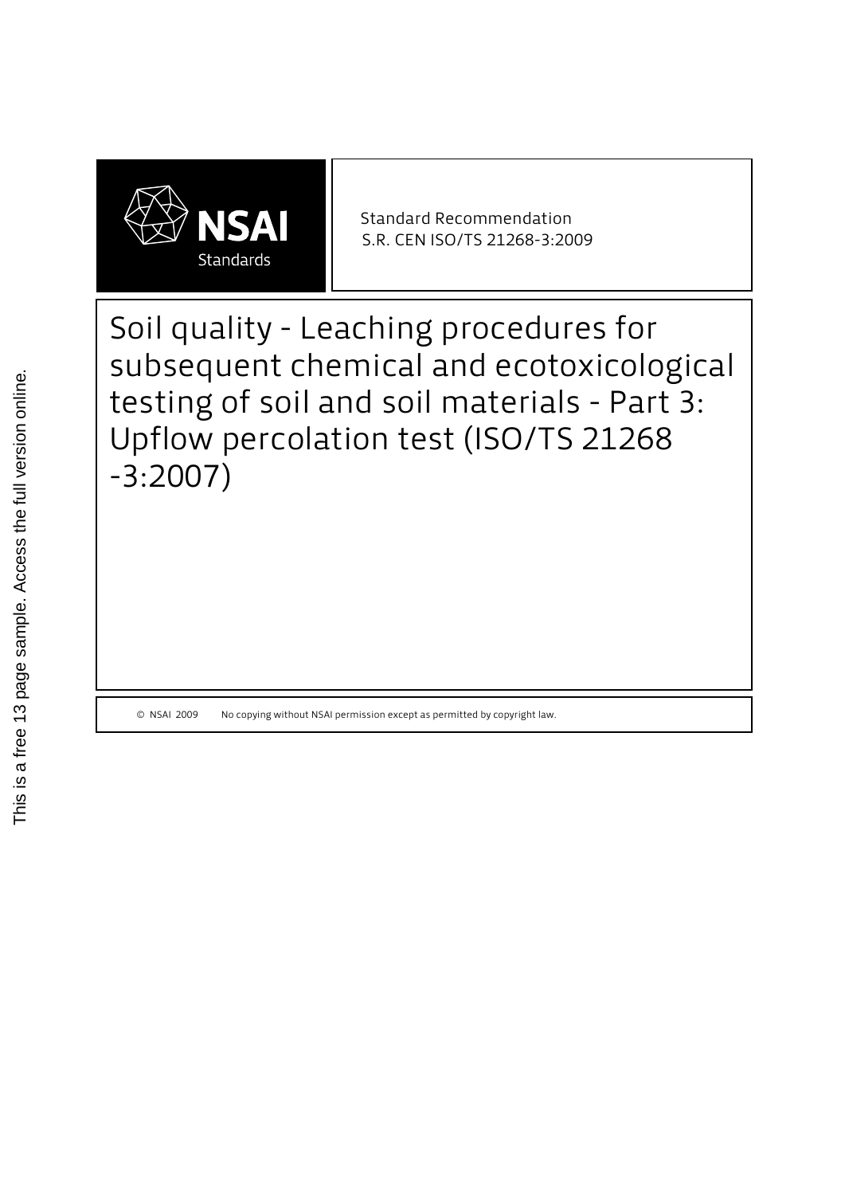NSAI Standards

Standard Recommendation
S.R. CEN ISO/TS 21268-3:2009

# Soil quality - Leaching procedures for subsequent chemical and ecotoxicological testing of soil and soil materials - Part 3: Upflow percolation test (ISO/TS 21268 -3:2007)

© NSAI 2009 No copying without NSAI permission except as permitted by copyright law.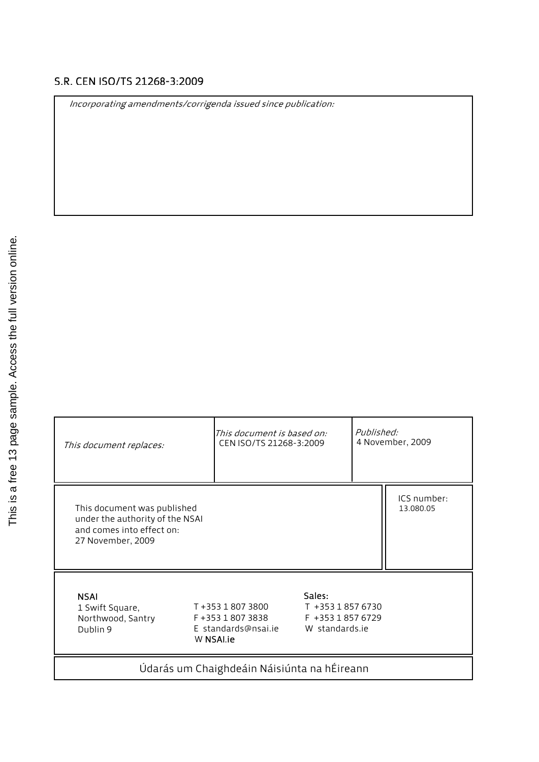S.R. CEN ISO/TS 21268-3:2009

| *Incorporating amendments/corrigenda issued since publication:* |
| --- |
| |

| *This document replaces:* | *This document is based on:* CEN ISO/TS 21268-3:2009 | *Published:* 4 November, 2009 |
| --- | --- | --- |

| This document was published under the authority of the NSAI and comes into effect on: 27 November, 2009 | ICS number: 13.080.05 |
| --- | --- |

**NSAI**
1 Swift Square,
Northwood, Santry
Dublin 9

T +353 1 807 3800
F +353 1 807 3838
E standards@nsai.ie
W **NSAI.ie**

**Sales:**
T +353 1 857 6730
F +353 1 857 6729
W standards.ie

Údarás um Chaighdeáin Náisiúnta na hÉireann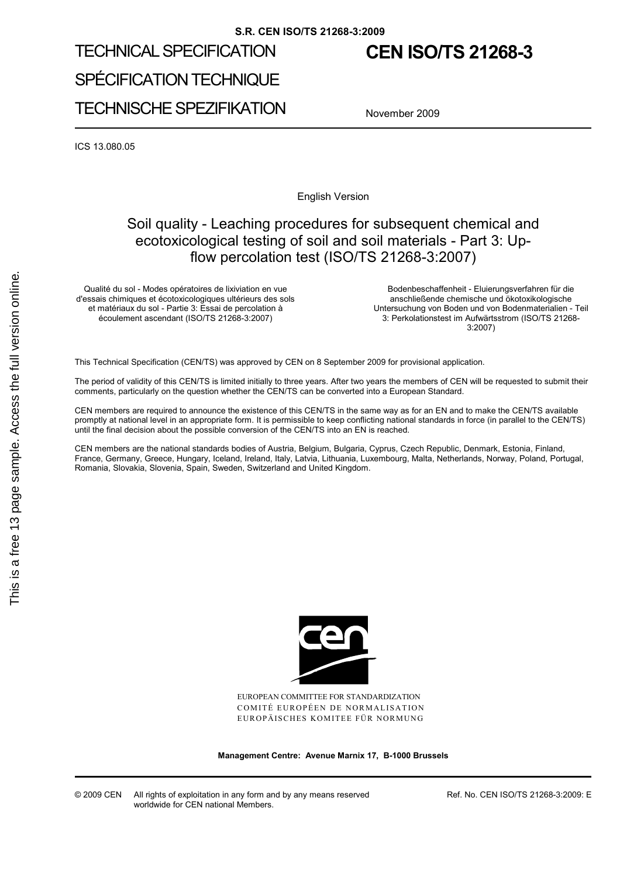S.R. CEN ISO/TS 21268-3:2009

TECHNICAL SPECIFICATION

SPÉCIFICATION TECHNIQUE

TECHNISCHE SPEZIFIKATION

# CEN ISO/TS 21268-3

November 2009

ICS 13.080.05

English Version

## Soil quality - Leaching procedures for subsequent chemical and ecotoxicological testing of soil and soil materials - Part 3: Up-flow percolation test (ISO/TS 21268-3:2007)

Qualité du sol - Modes opératoires de lixiviation en vue d'essais chimiques et écotoxicologiques ultérieurs des sols et matériaux du sol - Partie 3: Essai de percolation à écoulement ascendant (ISO/TS 21268-3:2007)

Bodenbeschaffenheit - Eluierungsverfahren für die anschließende chemische und ökotoxikologische Untersuchung von Boden und von Bodenmaterialien - Teil 3: Perkolationstest im Aufwärtsstrom (ISO/TS 21268-3:2007)

This Technical Specification (CEN/TS) was approved by CEN on 8 September 2009 for provisional application.

The period of validity of this CEN/TS is limited initially to three years. After two years the members of CEN will be requested to submit their comments, particularly on the question whether the CEN/TS can be converted into a European Standard.

CEN members are required to announce the existence of this CEN/TS in the same way as for an EN and to make the CEN/TS available promptly at national level in an appropriate form. It is permissible to keep conflicting national standards in force (in parallel to the CEN/TS) until the final decision about the possible conversion of the CEN/TS into an EN is reached.

CEN members are the national standards bodies of Austria, Belgium, Bulgaria, Cyprus, Czech Republic, Denmark, Estonia, Finland, France, Germany, Greece, Hungary, Iceland, Ireland, Italy, Latvia, Lithuania, Luxembourg, Malta, Netherlands, Norway, Poland, Portugal, Romania, Slovakia, Slovenia, Spain, Sweden, Switzerland and United Kingdom.

EUROPEAN COMMITTEE FOR STANDARDIZATION
COMITÉ EUROPÉEN DE NORMALISATION
EUROPÄISCHES KOMITEE FÜR NORMUNG

**Management Centre: Avenue Marnix 17, B-1000 Brussels**

© 2009 CEN All rights of exploitation in any form and by any means reserved worldwide for CEN national Members.

Ref. No. CEN ISO/TS 21268-3:2009: E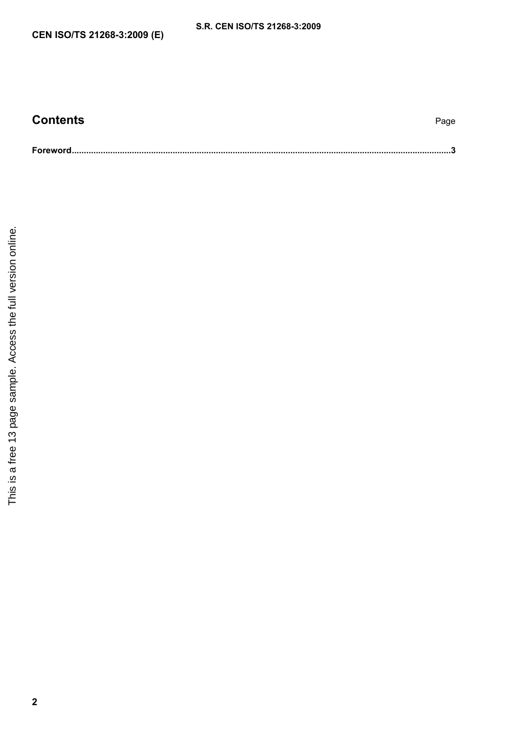## Contents

Page

**Foreword**.......................................................................................................................................................**3**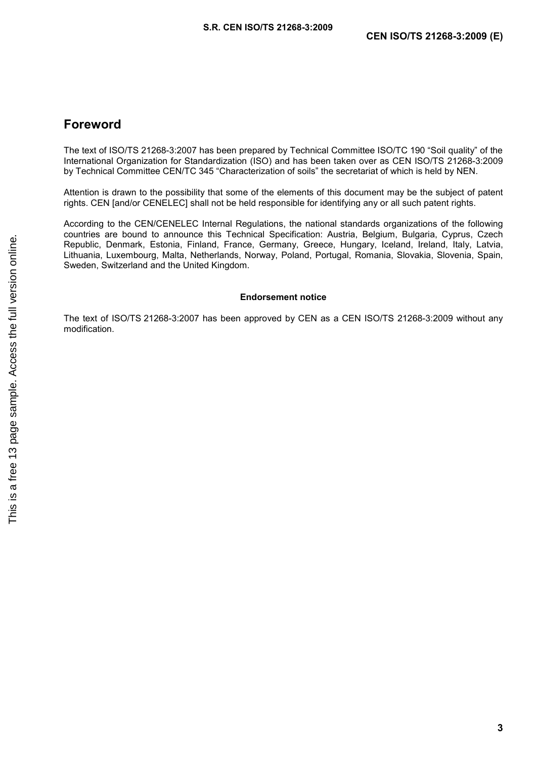# Foreword

The text of ISO/TS 21268-3:2007 has been prepared by Technical Committee ISO/TC 190 “Soil quality” of the International Organization for Standardization (ISO) and has been taken over as CEN ISO/TS 21268-3:2009 by Technical Committee CEN/TC 345 “Characterization of soils” the secretariat of which is held by NEN.

Attention is drawn to the possibility that some of the elements of this document may be the subject of patent rights. CEN [and/or CENELEC] shall not be held responsible for identifying any or all such patent rights.

According to the CEN/CENELEC Internal Regulations, the national standards organizations of the following countries are bound to announce this Technical Specification: Austria, Belgium, Bulgaria, Cyprus, Czech Republic, Denmark, Estonia, Finland, France, Germany, Greece, Hungary, Iceland, Ireland, Italy, Latvia, Lithuania, Luxembourg, Malta, Netherlands, Norway, Poland, Portugal, Romania, Slovakia, Slovenia, Spain, Sweden, Switzerland and the United Kingdom.

**Endorsement notice**

The text of ISO/TS 21268-3:2007 has been approved by CEN as a CEN ISO/TS 21268-3:2009 without any modification.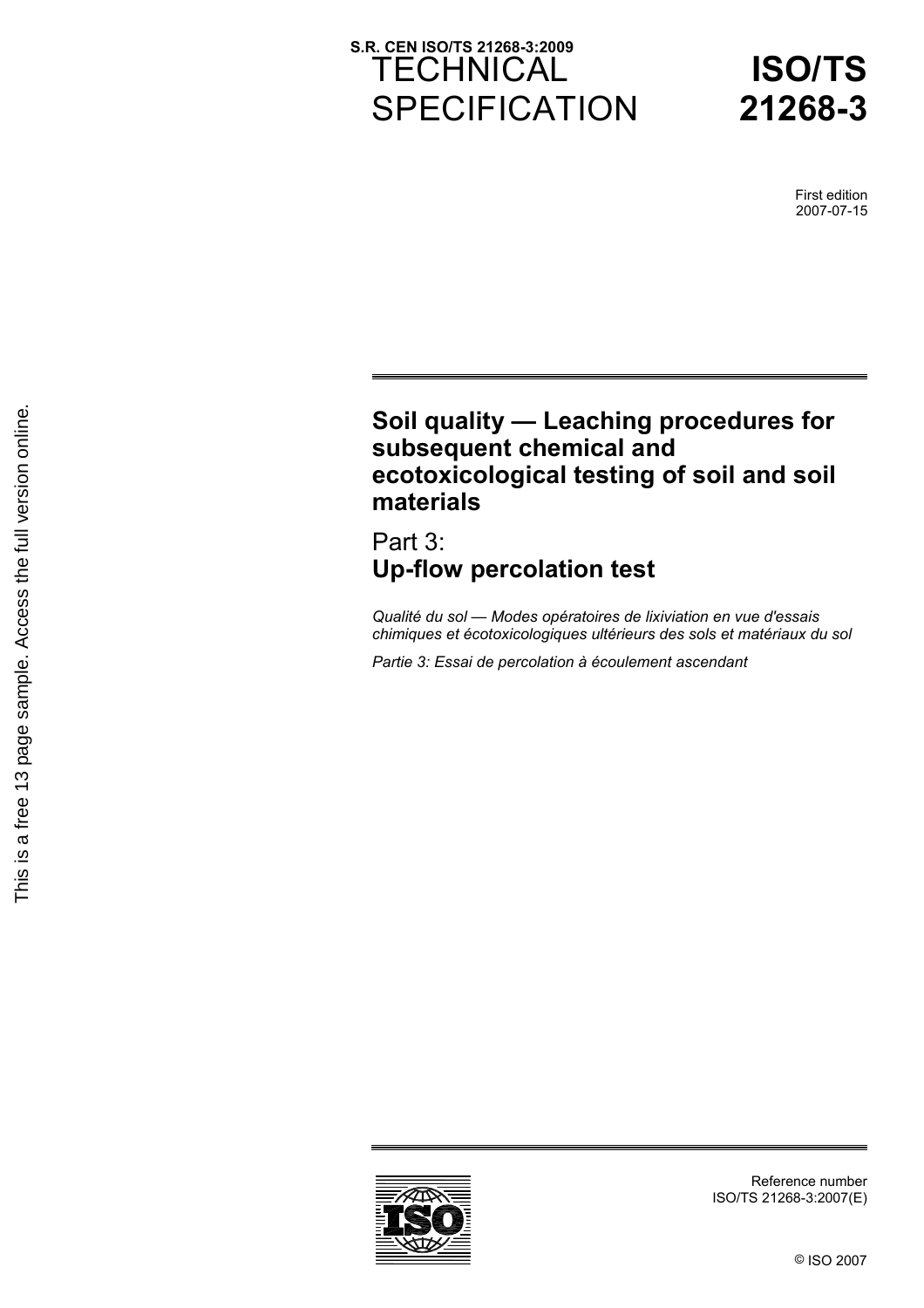S.R. CEN ISO/TS 21268-3:2009

# TECHNICAL SPECIFICATION

# ISO/TS 21268-3

First edition
2007-07-15

## Soil quality — Leaching procedures for subsequent chemical and ecotoxicological testing of soil and soil materials

## Part 3: Up-flow percolation test

*Qualité du sol — Modes opératoires de lixiviation en vue d'essais chimiques et écotoxicologiques ultérieurs des sols et matériaux du sol*

*Partie 3: Essai de percolation à écoulement ascendant*

This is a free 13 page sample. Access the full version online.

Reference number
ISO/TS 21268-3:2007(E)

© ISO 2007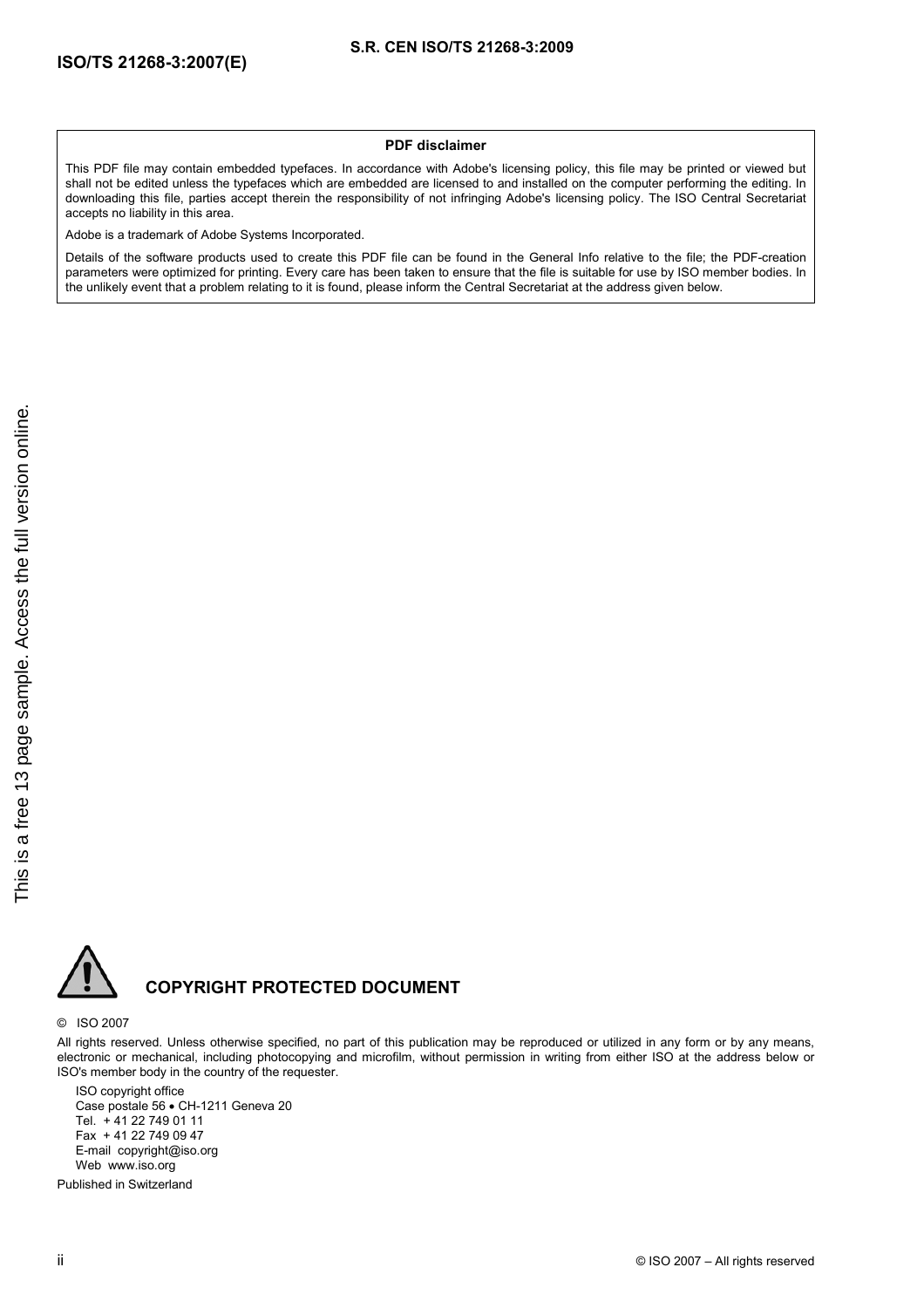**PDF disclaimer**

This PDF file may contain embedded typefaces. In accordance with Adobe's licensing policy, this file may be printed or viewed but shall not be edited unless the typefaces which are embedded are licensed to and installed on the computer performing the editing. In downloading this file, parties accept therein the responsibility of not infringing Adobe's licensing policy. The ISO Central Secretariat accepts no liability in this area.

Adobe is a trademark of Adobe Systems Incorporated.

Details of the software products used to create this PDF file can be found in the General Info relative to the file; the PDF-creation parameters were optimized for printing. Every care has been taken to ensure that the file is suitable for use by ISO member bodies. In the unlikely event that a problem relating to it is found, please inform the Central Secretariat at the address given below.

**COPYRIGHT PROTECTED DOCUMENT**

© ISO 2007

All rights reserved. Unless otherwise specified, no part of this publication may be reproduced or utilized in any form or by any means, electronic or mechanical, including photocopying and microfilm, without permission in writing from either ISO at the address below or ISO's member body in the country of the requester.

ISO copyright office
Case postale 56 • CH-1211 Geneva 20
Tel. + 41 22 749 01 11
Fax + 41 22 749 09 47
E-mail copyright@iso.org
Web www.iso.org

Published in Switzerland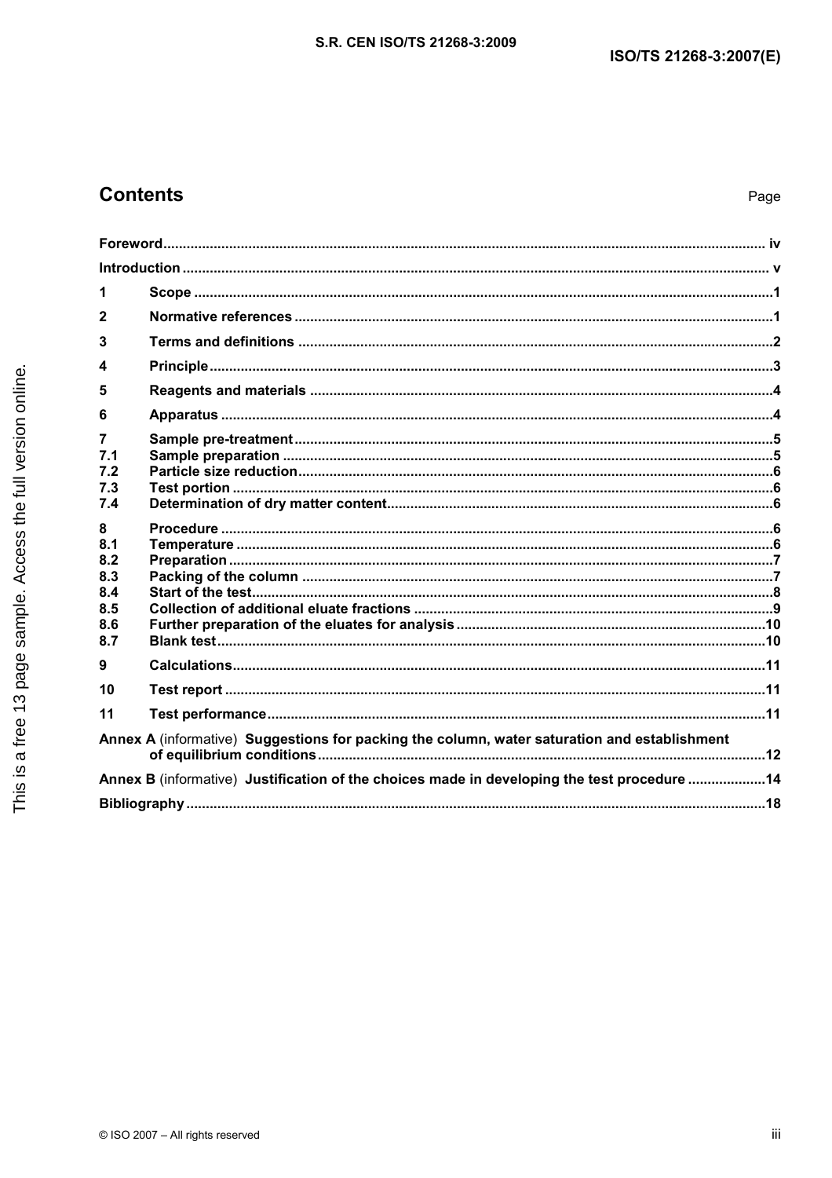# Contents

Page

| | | |
|---|---|---|
| **Foreword** | | **iv** |
| **Introduction** | | **v** |
| **1** | **Scope** | **1** |
| **2** | **Normative references** | **1** |
| **3** | **Terms and definitions** | **2** |
| **4** | **Principle** | **3** |
| **5** | **Reagents and materials** | **4** |
| **6** | **Apparatus** | **4** |
| **7** | **Sample pre-treatment** | **5** |
| **7.1** | **Sample preparation** | **5** |
| **7.2** | **Particle size reduction** | **6** |
| **7.3** | **Test portion** | **6** |
| **7.4** | **Determination of dry matter content** | **6** |
| **8** | **Procedure** | **6** |
| **8.1** | **Temperature** | **6** |
| **8.2** | **Preparation** | **7** |
| **8.3** | **Packing of the column** | **7** |
| **8.4** | **Start of the test** | **8** |
| **8.5** | **Collection of additional eluate fractions** | **9** |
| **8.6** | **Further preparation of the eluates for analysis** | **10** |
| **8.7** | **Blank test** | **10** |
| **9** | **Calculations** | **11** |
| **10** | **Test report** | **11** |
| **11** | **Test performance** | **11** |
| **Annex A** (informative) | **Suggestions for packing the column, water saturation and establishment of equilibrium conditions** | **12** |
| **Annex B** (informative) | **Justification of the choices made in developing the test procedure** | **14** |
| **Bibliography** | | **18** |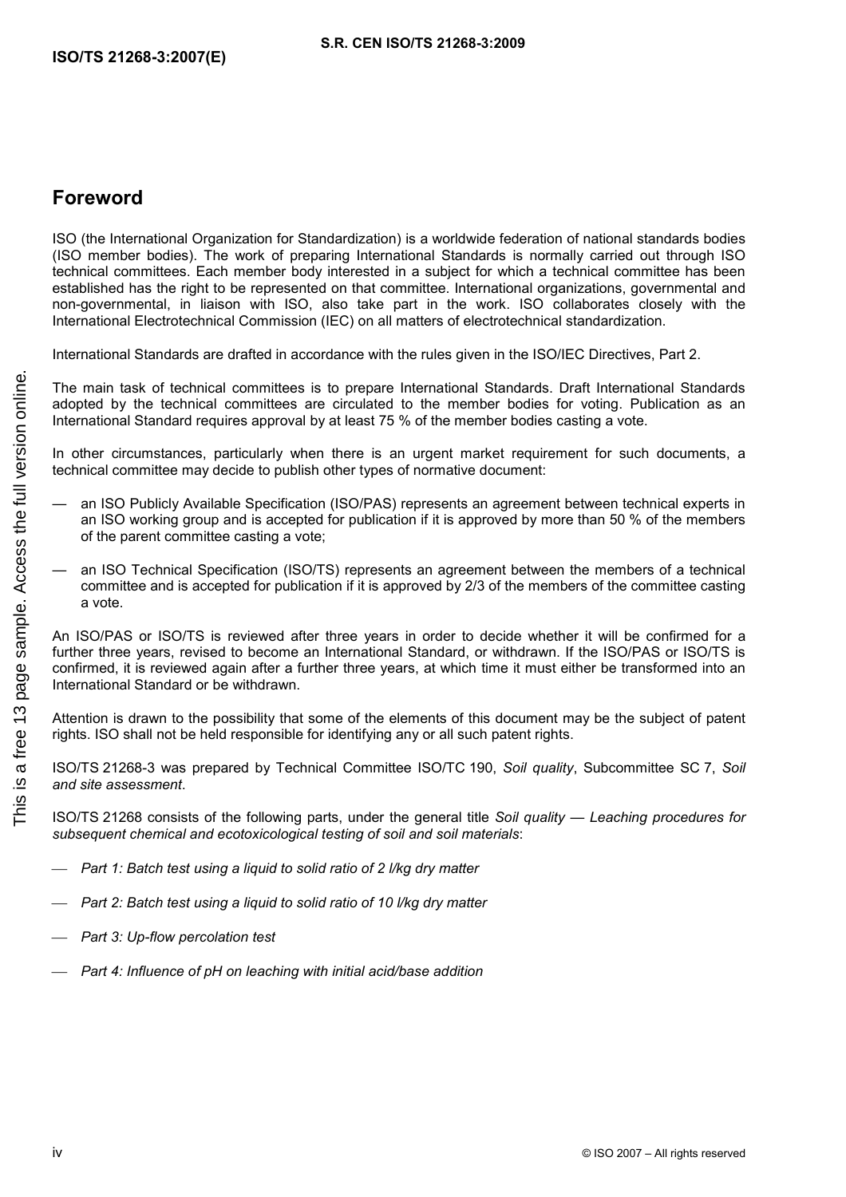# Foreword

ISO (the International Organization for Standardization) is a worldwide federation of national standards bodies (ISO member bodies). The work of preparing International Standards is normally carried out through ISO technical committees. Each member body interested in a subject for which a technical committee has been established has the right to be represented on that committee. International organizations, governmental and non-governmental, in liaison with ISO, also take part in the work. ISO collaborates closely with the International Electrotechnical Commission (IEC) on all matters of electrotechnical standardization.

International Standards are drafted in accordance with the rules given in the ISO/IEC Directives, Part 2.

The main task of technical committees is to prepare International Standards. Draft International Standards adopted by the technical committees are circulated to the member bodies for voting. Publication as an International Standard requires approval by at least 75 % of the member bodies casting a vote.

In other circumstances, particularly when there is an urgent market requirement for such documents, a technical committee may decide to publish other types of normative document:

— an ISO Publicly Available Specification (ISO/PAS) represents an agreement between technical experts in an ISO working group and is accepted for publication if it is approved by more than 50 % of the members of the parent committee casting a vote;

— an ISO Technical Specification (ISO/TS) represents an agreement between the members of a technical committee and is accepted for publication if it is approved by 2/3 of the members of the committee casting a vote.

An ISO/PAS or ISO/TS is reviewed after three years in order to decide whether it will be confirmed for a further three years, revised to become an International Standard, or withdrawn. If the ISO/PAS or ISO/TS is confirmed, it is reviewed again after a further three years, at which time it must either be transformed into an International Standard or be withdrawn.

Attention is drawn to the possibility that some of the elements of this document may be the subject of patent rights. ISO shall not be held responsible for identifying any or all such patent rights.

ISO/TS 21268-3 was prepared by Technical Committee ISO/TC 190, *Soil quality*, Subcommittee SC 7, *Soil and site assessment*.

ISO/TS 21268 consists of the following parts, under the general title *Soil quality — Leaching procedures for subsequent chemical and ecotoxicological testing of soil and soil materials*:

— *Part 1: Batch test using a liquid to solid ratio of 2 l/kg dry matter*

— *Part 2: Batch test using a liquid to solid ratio of 10 l/kg dry matter*

— *Part 3: Up-flow percolation test*

— *Part 4: Influence of pH on leaching with initial acid/base addition*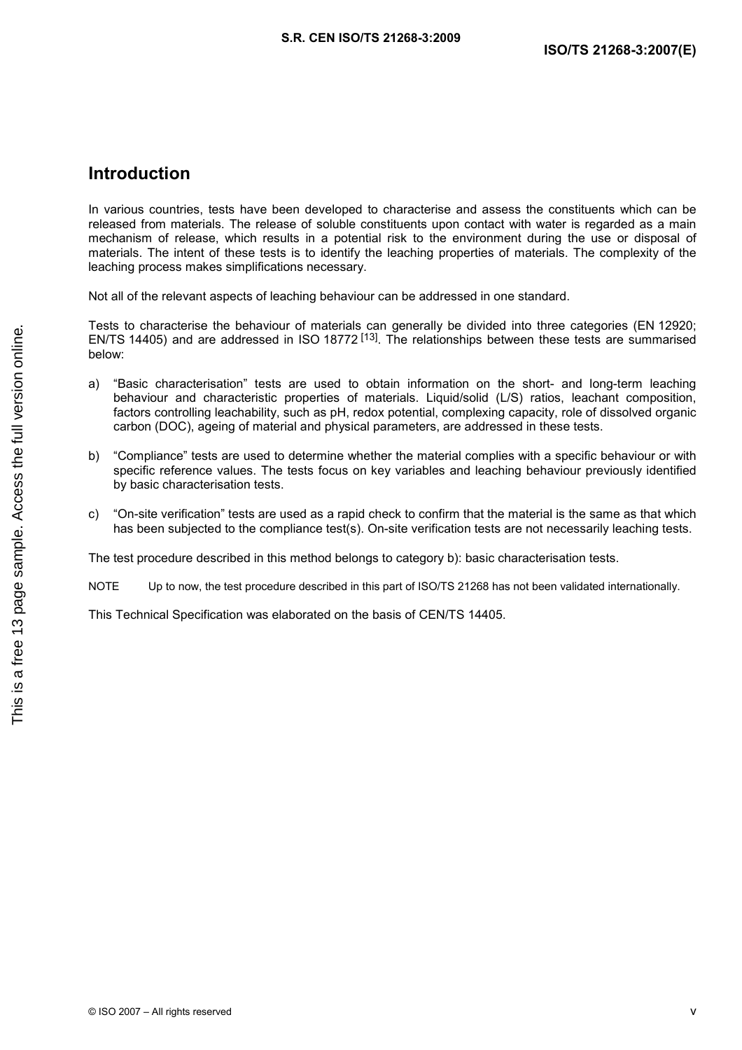## Introduction

In various countries, tests have been developed to characterise and assess the constituents which can be released from materials. The release of soluble constituents upon contact with water is regarded as a main mechanism of release, which results in a potential risk to the environment during the use or disposal of materials. The intent of these tests is to identify the leaching properties of materials. The complexity of the leaching process makes simplifications necessary.

Not all of the relevant aspects of leaching behaviour can be addressed in one standard.

Tests to characterise the behaviour of materials can generally be divided into three categories (EN 12920; EN/TS 14405) and are addressed in ISO 18772 [13]. The relationships between these tests are summarised below:

a) "Basic characterisation" tests are used to obtain information on the short- and long-term leaching behaviour and characteristic properties of materials. Liquid/solid (L/S) ratios, leachant composition, factors controlling leachability, such as pH, redox potential, complexing capacity, role of dissolved organic carbon (DOC), ageing of material and physical parameters, are addressed in these tests.

b) "Compliance" tests are used to determine whether the material complies with a specific behaviour or with specific reference values. The tests focus on key variables and leaching behaviour previously identified by basic characterisation tests.

c) "On-site verification" tests are used as a rapid check to confirm that the material is the same as that which has been subjected to the compliance test(s). On-site verification tests are not necessarily leaching tests.

The test procedure described in this method belongs to category b): basic characterisation tests.

NOTE Up to now, the test procedure described in this part of ISO/TS 21268 has not been validated internationally.

This Technical Specification was elaborated on the basis of CEN/TS 14405.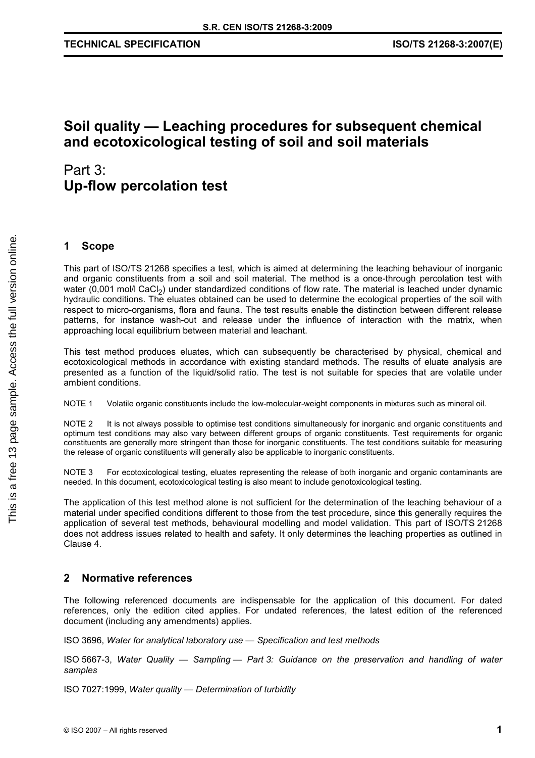# Soil quality — Leaching procedures for subsequent chemical and ecotoxicological testing of soil and soil materials

## Part 3: **Up-flow percolation test**

## 1 Scope

This part of ISO/TS 21268 specifies a test, which is aimed at determining the leaching behaviour of inorganic and organic constituents from a soil and soil material. The method is a once-through percolation test with water (0,001 mol/l $CaCl_2$) under standardized conditions of flow rate. The material is leached under dynamic hydraulic conditions. The eluates obtained can be used to determine the ecological properties of the soil with respect to micro-organisms, flora and fauna. The test results enable the distinction between different release patterns, for instance wash-out and release under the influence of interaction with the matrix, when approaching local equilibrium between material and leachant.

This test method produces eluates, which can subsequently be characterised by physical, chemical and ecotoxicological methods in accordance with existing standard methods. The results of eluate analysis are presented as a function of the liquid/solid ratio. The test is not suitable for species that are volatile under ambient conditions.

NOTE 1 Volatile organic constituents include the low-molecular-weight components in mixtures such as mineral oil.

NOTE 2 It is not always possible to optimise test conditions simultaneously for inorganic and organic constituents and optimum test conditions may also vary between different groups of organic constituents. Test requirements for organic constituents are generally more stringent than those for inorganic constituents. The test conditions suitable for measuring the release of organic constituents will generally also be applicable to inorganic constituents.

NOTE 3 For ecotoxicological testing, eluates representing the release of both inorganic and organic contaminants are needed. In this document, ecotoxicological testing is also meant to include genotoxicological testing.

The application of this test method alone is not sufficient for the determination of the leaching behaviour of a material under specified conditions different to those from the test procedure, since this generally requires the application of several test methods, behavioural modelling and model validation. This part of ISO/TS 21268 does not address issues related to health and safety. It only determines the leaching properties as outlined in Clause 4.

## 2 Normative references

The following referenced documents are indispensable for the application of this document. For dated references, only the edition cited applies. For undated references, the latest edition of the referenced document (including any amendments) applies.

ISO 3696, *Water for analytical laboratory use — Specification and test methods*

ISO 5667-3, *Water Quality — Sampling — Part 3: Guidance on the preservation and handling of water samples*

ISO 7027:1999, *Water quality — Determination of turbidity*